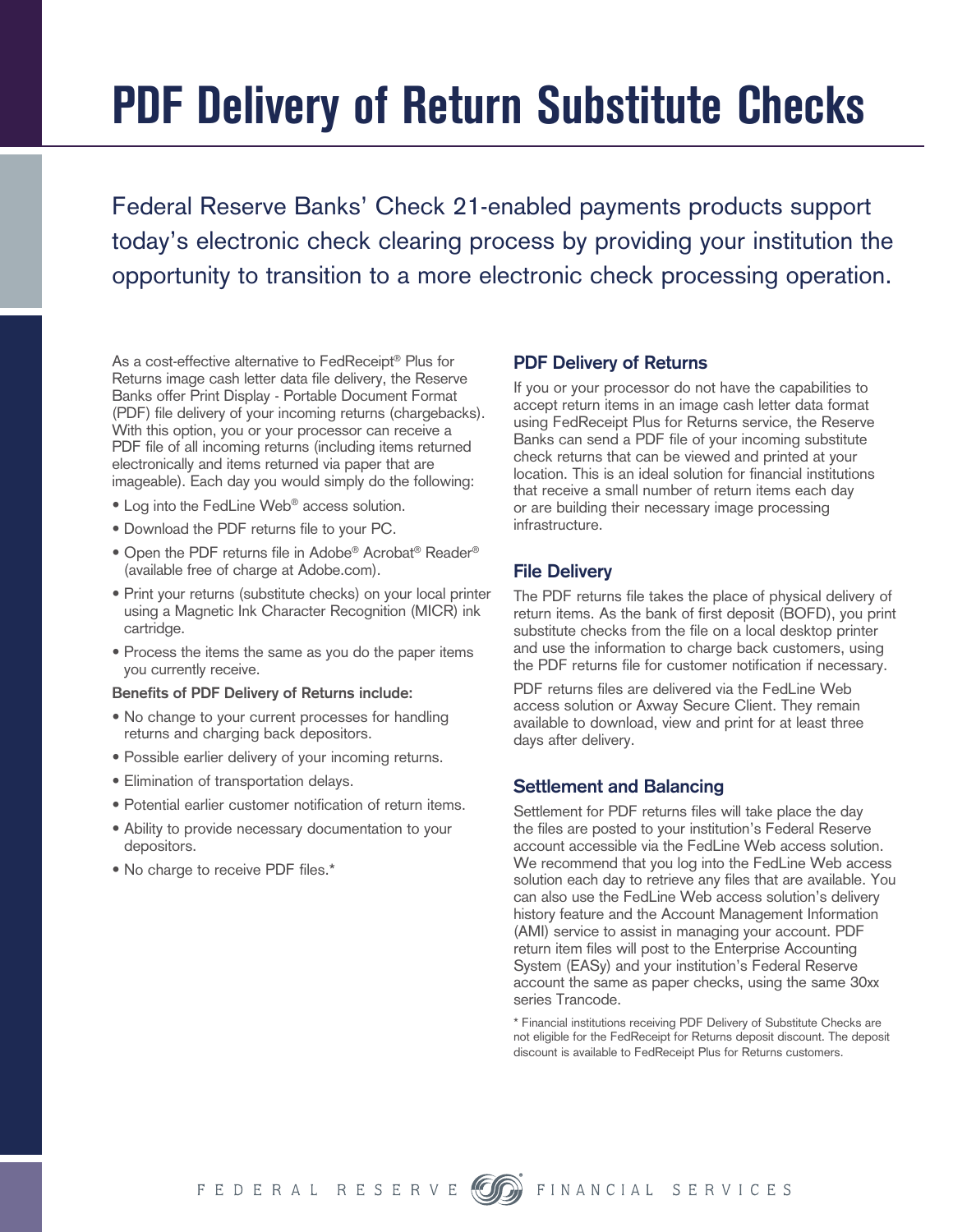# PDF Delivery of Return Substitute Checks

Federal Reserve Banks' Check 21-enabled payments products support today's electronic check clearing process by providing your institution the opportunity to transition to a more electronic check processing operation.

As a cost-effective alternative to FedReceipt® Plus for Returns image cash letter data file delivery, the Reserve Banks offer Print Display - Portable Document Format (PDF) file delivery of your incoming returns (chargebacks). With this option, you or your processor can receive a PDF file of all incoming returns (including items returned electronically and items returned via paper that are imageable). Each day you would simply do the following:

- Log into the FedLine Web® access solution.
- Download the PDF returns file to your PC.
- Open the PDF returns file in Adobe® Acrobat® Reader® (available free of charge at Adobe.com).
- Print your returns (substitute checks) on your local printer using a Magnetic Ink Character Recognition (MICR) ink cartridge.
- Process the items the same as you do the paper items you currently receive.

**Benefits of PDF Delivery of Returns include:**

- No change to your current processes for handling returns and charging back depositors.
- Possible earlier delivery of your incoming returns.
- Elimination of transportation delays.
- Potential earlier customer notification of return items.
- Ability to provide necessary documentation to your depositors.
- No charge to receive PDF files.*

## PDF Delivery of Returns

If you or your processor do not have the capabilities to accept return items in an image cash letter data format using FedReceipt Plus for Returns service, the Reserve Banks can send a PDF file of your incoming substitute check returns that can be viewed and printed at your location. This is an ideal solution for financial institutions that receive a small number of return items each day or are building their necessary image processing infrastructure.

## File Delivery

The PDF returns file takes the place of physical delivery of return items. As the bank of first deposit (BOFD), you print substitute checks from the file on a local desktop printer and use the information to charge back customers, using the PDF returns file for customer notification if necessary.

PDF returns files are delivered via the FedLine Web access solution or Axway Secure Client. They remain available to download, view and print for at least three days after delivery.

## Settlement and Balancing

Settlement for PDF returns files will take place the day the files are posted to your institution's Federal Reserve account accessible via the FedLine Web access solution. We recommend that you log into the FedLine Web access solution each day to retrieve any files that are available. You can also use the FedLine Web access solution's delivery history feature and the Account Management Information (AMI) service to assist in managing your account. PDF return item files will post to the Enterprise Accounting System (EASy) and your institution's Federal Reserve account the same as paper checks, using the same 30xx series Trancode.

\* Financial institutions receiving PDF Delivery of Substitute Checks are not eligible for the FedReceipt for Returns deposit discount. The deposit discount is available to FedReceipt Plus for Returns customers.

FEDERAL RESERVE FINANCIAL SERVICES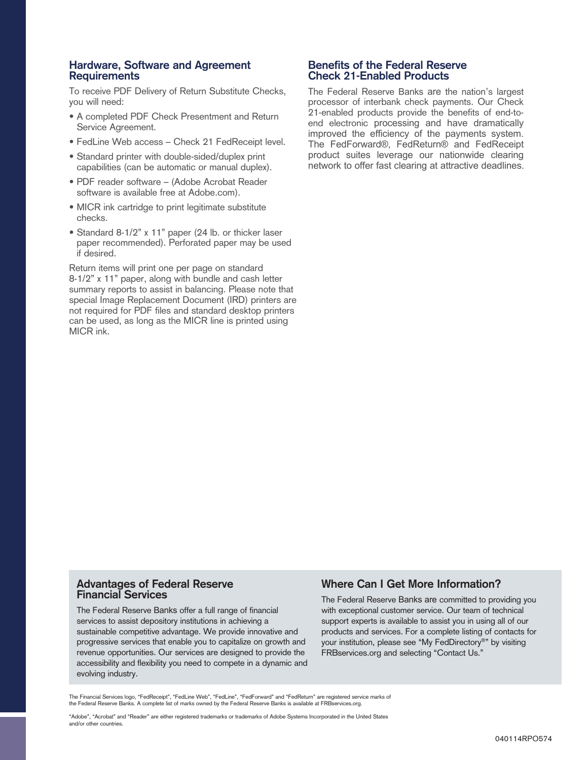## Hardware, Software and Agreement Requirements

To receive PDF Delivery of Return Substitute Checks, you will need:

- A completed PDF Check Presentment and Return Service Agreement.
- FedLine Web access – Check 21 FedReceipt level.
- Standard printer with double-sided/duplex print capabilities (can be automatic or manual duplex).
- PDF reader software – (Adobe Acrobat Reader software is available free at Adobe.com).
- MICR ink cartridge to print legitimate substitute checks.
- Standard 8-1/2" x 11" paper (24 lb. or thicker laser paper recommended). Perforated paper may be used if desired.

Return items will print one per page on standard 8-1/2" x 11" paper, along with bundle and cash letter summary reports to assist in balancing. Please note that special Image Replacement Document (IRD) printers are not required for PDF files and standard desktop printers can be used, as long as the MICR line is printed using MICR ink.

## Benefits of the Federal Reserve Check 21-Enabled Products

The Federal Reserve Banks are the nation's largest processor of interbank check payments. Our Check 21-enabled products provide the benefits of end-to-end electronic processing and have dramatically improved the efficiency of the payments system. The FedForward®, FedReturn® and FedReceipt product suites leverage our nationwide clearing network to offer fast clearing at attractive deadlines.

## Advantages of Federal Reserve Financial Services

The Federal Reserve Banks offer a full range of financial services to assist depository institutions in achieving a sustainable competitive advantage. We provide innovative and progressive services that enable you to capitalize on growth and revenue opportunities. Our services are designed to provide the accessibility and flexibility you need to compete in a dynamic and evolving industry.

## Where Can I Get More Information?

The Federal Reserve Banks are committed to providing you with exceptional customer service. Our team of technical support experts is available to assist you in using all of our products and services. For a complete listing of contacts for your institution, please see "My FedDirectory®" by visiting FRBservices.org and selecting "Contact Us."

The Financial Services logo, "FedReceipt", "FedLine Web", "FedLine", "FedForward" and "FedReturn" are registered service marks of the Federal Reserve Banks. A complete list of marks owned by the Federal Reserve Banks is available at FRBservices.org.

"Adobe", "Acrobat" and "Reader" are either registered trademarks or trademarks of Adobe Systems Incorporated in the United States and/or other countries.

040114RPO574